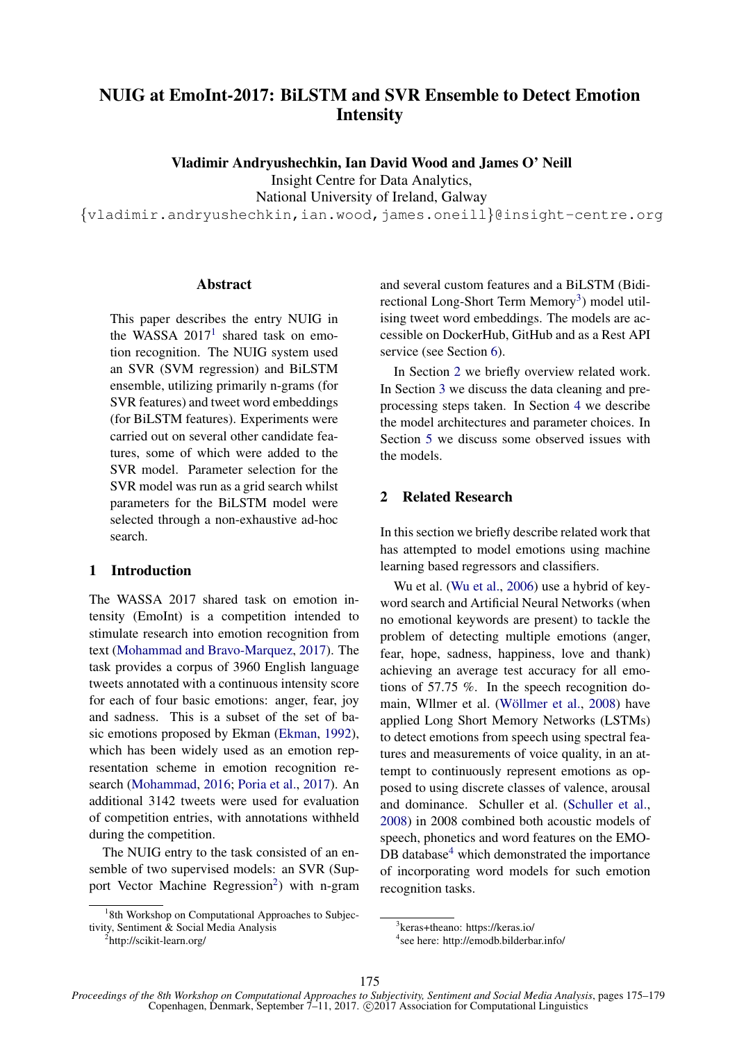# NUIG at EmoInt-2017: BiLSTM and SVR Ensemble to Detect Emotion Intensity

**Vladimir Andryushechkin, Ian David Wood and James O' Neill**
Insight Centre for Data Analytics,
National University of Ireland, Galway
{vladimir.andryushechkin,ian.wood,james.oneill}@insight-centre.org

## Abstract

This paper describes the entry NUIG in the WASSA 2017[1] shared task on emotion recognition. The NUIG system used an SVR (SVM regression) and BiLSTM ensemble, utilizing primarily n-grams (for SVR features) and tweet word embeddings (for BiLSTM features). Experiments were carried out on several other candidate features, some of which were added to the SVR model. Parameter selection for the SVR model was run as a grid search whilst parameters for the BiLSTM model were selected through a non-exhaustive ad-hoc search.

## 1 Introduction

The WASSA 2017 shared task on emotion intensity (EmoInt) is a competition intended to stimulate research into emotion recognition from text (Mohammad and Bravo-Marquez, 2017). The task provides a corpus of 3960 English language tweets annotated with a continuous intensity score for each of four basic emotions: anger, fear, joy and sadness. This is a subset of the set of basic emotions proposed by Ekman (Ekman, 1992), which has been widely used as an emotion representation scheme in emotion recognition research (Mohammad, 2016; Poria et al., 2017). An additional 3142 tweets were used for evaluation of competition entries, with annotations withheld during the competition.

The NUIG entry to the task consisted of an ensemble of two supervised models: an SVR (Support Vector Machine Regression[2]) with n-gram and several custom features and a BiLSTM (Bidirectional Long-Short Term Memory[3]) model utilising tweet word embeddings. The models are accessible on DockerHub, GitHub and as a Rest API service (see Section 6).

In Section 2 we briefly overview related work. In Section 3 we discuss the data cleaning and preprocessing steps taken. In Section 4 we describe the model architectures and parameter choices. In Section 5 we discuss some observed issues with the models.

## 2 Related Research

In this section we briefly describe related work that has attempted to model emotions using machine learning based regressors and classifiers.

Wu et al. (Wu et al., 2006) use a hybrid of keyword search and Artificial Neural Networks (when no emotional keywords are present) to tackle the problem of detecting multiple emotions (anger, fear, hope, sadness, happiness, love and thank) achieving an average test accuracy for all emotions of 57.75 %. In the speech recognition domain, Wllmer et al. (Wöllmer et al., 2008) have applied Long Short Memory Networks (LSTMs) to detect emotions from speech using spectral features and measurements of voice quality, in an attempt to continuously represent emotions as opposed to using discrete classes of valence, arousal and dominance. Schuller et al. (Schuller et al., 2008) in 2008 combined both acoustic models of speech, phonetics and word features on the EMO-DB database[4] which demonstrated the importance of incorporating word models for such emotion recognition tasks.

---

[1] 8th Workshop on Computational Approaches to Subjectivity, Sentiment & Social Media Analysis

[2] http://scikit-learn.org/

[3] keras+theano: https://keras.io/

[4] see here: http://emodb.bilderbar.info/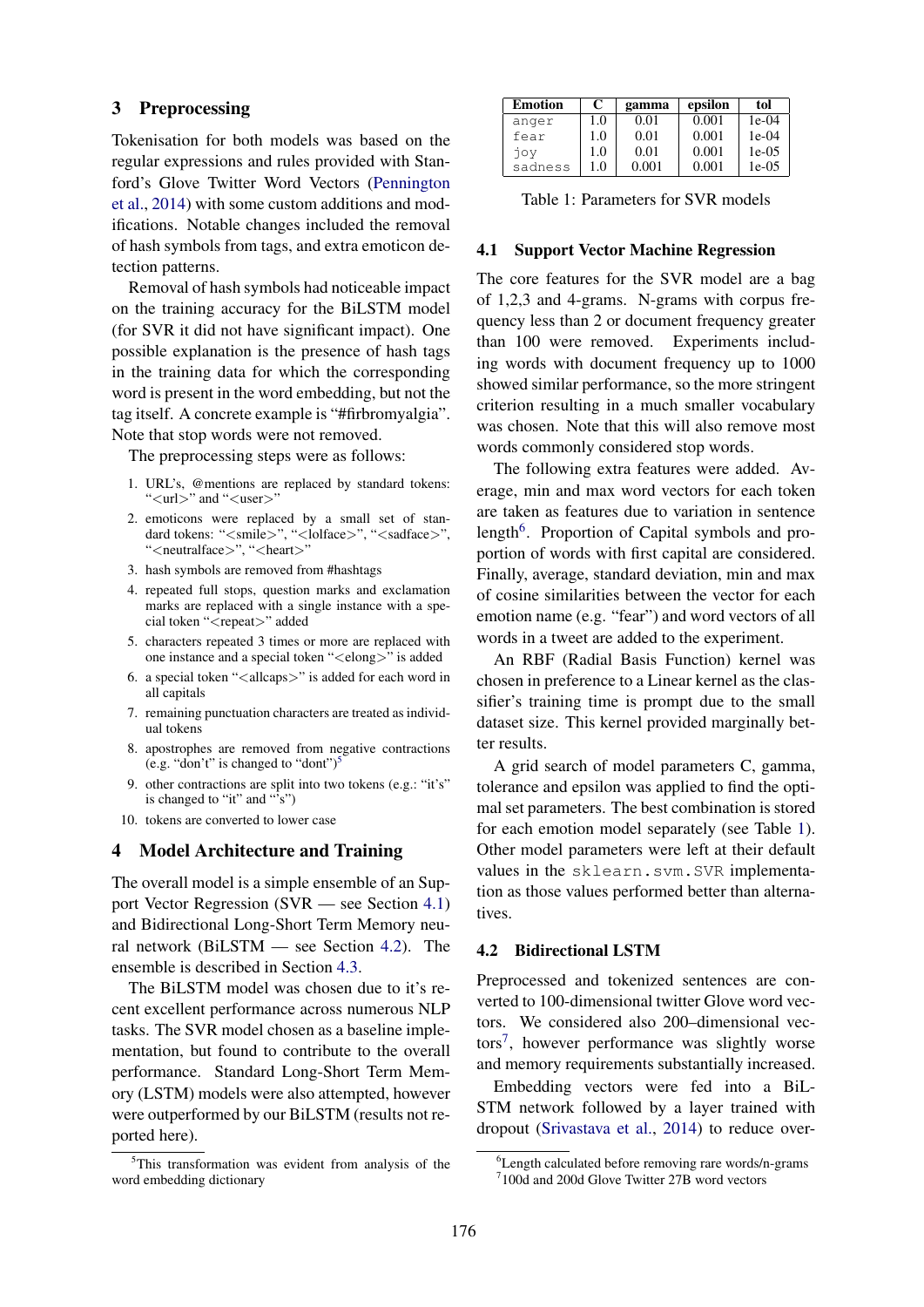## 3 Preprocessing

Tokenisation for both models was based on the regular expressions and rules provided with Stanford's Glove Twitter Word Vectors (Pennington et al., 2014) with some custom additions and modifications. Notable changes included the removal of hash symbols from tags, and extra emoticon detection patterns.

Removal of hash symbols had noticeable impact on the training accuracy for the BiLSTM model (for SVR it did not have significant impact). One possible explanation is the presence of hash tags in the training data for which the corresponding word is present in the word embedding, but not the tag itself. A concrete example is "#firbromyalgia". Note that stop words were not removed.

The preprocessing steps were as follows:

1. URL's, @mentions are replaced by standard tokens: "<url>" and "<user>"
2. emoticons were replaced by a small set of standard tokens: "<smile>", "<lolface>", "<sadface>", "<neutralface>", "<heart>"
3. hash symbols are removed from #hashtags
4. repeated full stops, question marks and exclamation marks are replaced with a single instance with a special token "<repeat>" added
5. characters repeated 3 times or more are replaced with one instance and a special token "<elong>" is added
6. a special token "<allcaps>" is added for each word in all capitals
7. remaining punctuation characters are treated as individual tokens
8. apostrophes are removed from negative contractions (e.g. "don't" is changed to "dont")[5]
9. other contractions are split into two tokens (e.g.: "it's" is changed to "it" and "'s")
10. tokens are converted to lower case

## 4 Model Architecture and Training

The overall model is a simple ensemble of an Support Vector Regression (SVR — see Section 4.1) and Bidirectional Long-Short Term Memory neural network (BiLSTM — see Section 4.2). The ensemble is described in Section 4.3.

The BiLSTM model was chosen due to it's recent excellent performance across numerous NLP tasks. The SVR model chosen as a baseline implementation, but found to contribute to the overall performance. Standard Long-Short Term Memory (LSTM) models were also attempted, however were outperformed by our BiLSTM (results not reported here).

[5] This transformation was evident from analysis of the word embedding dictionary

| Emotion | C | gamma | epsilon | tol |
|---|---|---|---|---|
| anger | 1.0 | 0.01 | 0.001 | 1e-04 |
| fear | 1.0 | 0.01 | 0.001 | 1e-04 |
| joy | 1.0 | 0.01 | 0.001 | 1e-05 |
| sadness | 1.0 | 0.001 | 0.001 | 1e-05 |

Table 1: Parameters for SVR models

### 4.1 Support Vector Machine Regression

The core features for the SVR model are a bag of 1,2,3 and 4-grams. N-grams with corpus frequency less than 2 or document frequency greater than 100 were removed. Experiments including words with document frequency up to 1000 showed similar performance, so the more stringent criterion resulting in a much smaller vocabulary was chosen. Note that this will also remove most words commonly considered stop words.

The following extra features were added. Average, min and max word vectors for each token are taken as features due to variation in sentence length[6]. Proportion of Capital symbols and proportion of words with first capital are considered. Finally, average, standard deviation, min and max of cosine similarities between the vector for each emotion name (e.g. "fear") and word vectors of all words in a tweet are added to the experiment.

An RBF (Radial Basis Function) kernel was chosen in preference to a Linear kernel as the classifier's training time is prompt due to the small dataset size. This kernel provided marginally better results.

A grid search of model parameters C, gamma, tolerance and epsilon was applied to find the optimal set parameters. The best combination is stored for each emotion model separately (see Table 1). Other model parameters were left at their default values in the `sklearn.svm.SVR` implementation as those values performed better than alternatives.

### 4.2 Bidirectional LSTM

Preprocessed and tokenized sentences are converted to 100-dimensional twitter Glove word vectors. We considered also 200–dimensional vectors[7], however performance was slightly worse and memory requirements substantially increased.

Embedding vectors were fed into a BiLSTM network followed by a layer trained with dropout (Srivastava et al., 2014) to reduce over-

[6] Length calculated before removing rare words/n-grams

[7] 100d and 200d Glove Twitter 27B word vectors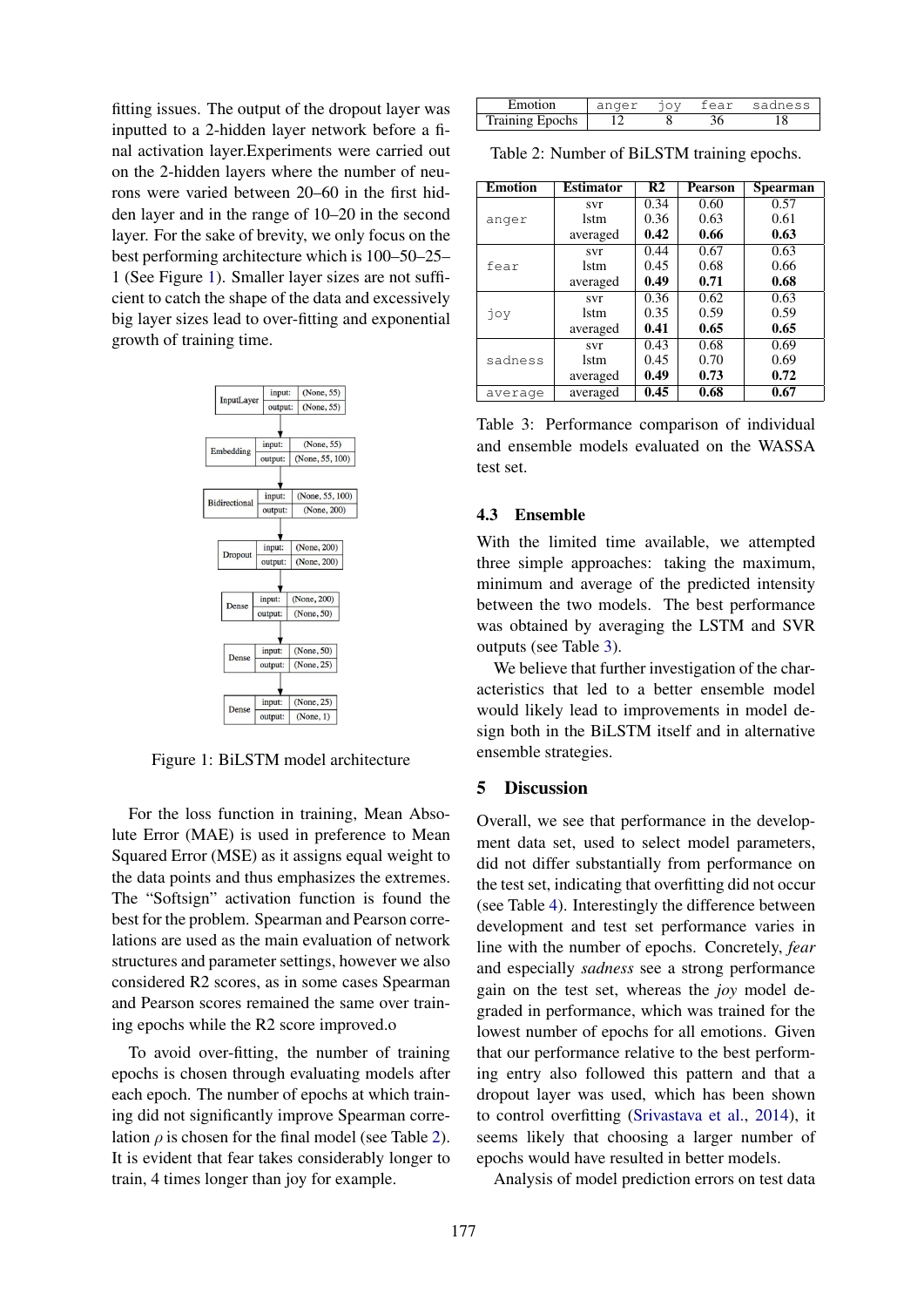fitting issues. The output of the dropout layer was inputted to a 2-hidden layer network before a final activation layer.Experiments were carried out on the 2-hidden layers where the number of neurons were varied between 20–60 in the first hidden layer and in the range of 10–20 in the second layer. For the sake of brevity, we only focus on the best performing architecture which is 100–50–25–1 (See Figure 1). Smaller layer sizes are not sufficient to catch the shape of the data and excessively big layer sizes lead to over-fitting and exponential growth of training time.

| Layer | | |
|---|---|---|
| InputLayer | input: | (None, 55) |
| | output: | (None, 55) |
| Embedding | input: | (None, 55) |
| | output: | (None, 55, 100) |
| Bidirectional | input: | (None, 55, 100) |
| | output: | (None, 200) |
| Dropout | input: | (None, 200) |
| | output: | (None, 200) |
| Dense | input: | (None, 200) |
| | output: | (None, 50) |
| Dense | input: | (None, 50) |
| | output: | (None, 25) |
| Dense | input: | (None, 25) |
| | output: | (None, 1) |

Figure 1: BiLSTM model architecture

For the loss function in training, Mean Absolute Error (MAE) is used in preference to Mean Squared Error (MSE) as it assigns equal weight to the data points and thus emphasizes the extremes. The "Softsign" activation function is found the best for the problem. Spearman and Pearson correlations are used as the main evaluation of network structures and parameter settings, however we also considered R2 scores, as in some cases Spearman and Pearson scores remained the same over training epochs while the R2 score improved.o

To avoid over-fitting, the number of training epochs is chosen through evaluating models after each epoch. The number of epochs at which training did not significantly improve Spearman correlation $\rho$ is chosen for the final model (see Table 2). It is evident that fear takes considerably longer to train, 4 times longer than joy for example.

| Emotion | anger | joy | fear | sadness |
|---|---|---|---|---|
| Training Epochs | 12 | 8 | 36 | 18 |

Table 2: Number of BiLSTM training epochs.

| Emotion | Estimator | R2 | Pearson | Spearman |
|---|---|---|---|---|
| anger | svr | 0.34 | 0.60 | 0.57 |
| | lstm | 0.36 | 0.63 | 0.61 |
| | averaged | **0.42** | **0.66** | **0.63** |
| fear | svr | 0.44 | 0.67 | 0.63 |
| | lstm | 0.45 | 0.68 | 0.66 |
| | averaged | **0.49** | **0.71** | **0.68** |
| joy | svr | 0.36 | 0.62 | 0.63 |
| | lstm | 0.35 | 0.59 | 0.59 |
| | averaged | **0.41** | **0.65** | **0.65** |
| sadness | svr | 0.43 | 0.68 | 0.69 |
| | lstm | 0.45 | 0.70 | 0.69 |
| | averaged | **0.49** | **0.73** | **0.72** |
| average | averaged | **0.45** | **0.68** | **0.67** |

Table 3: Performance comparison of individual and ensemble models evaluated on the WASSA test set.

### 4.3 Ensemble

With the limited time available, we attempted three simple approaches: taking the maximum, minimum and average of the predicted intensity between the two models. The best performance was obtained by averaging the LSTM and SVR outputs (see Table 3).

We believe that further investigation of the characteristics that led to a better ensemble model would likely lead to improvements in model design both in the BiLSTM itself and in alternative ensemble strategies.

## 5 Discussion

Overall, we see that performance in the development data set, used to select model parameters, did not differ substantially from performance on the test set, indicating that overfitting did not occur (see Table 4). Interestingly the difference between development and test set performance varies in line with the number of epochs. Concretely, *fear* and especially *sadness* see a strong performance gain on the test set, whereas the *joy* model degraded in performance, which was trained for the lowest number of epochs for all emotions. Given that our performance relative to the best performing entry also followed this pattern and that a dropout layer was used, which has been shown to control overfitting (Srivastava et al., 2014), it seems likely that choosing a larger number of epochs would have resulted in better models.

Analysis of model prediction errors on test data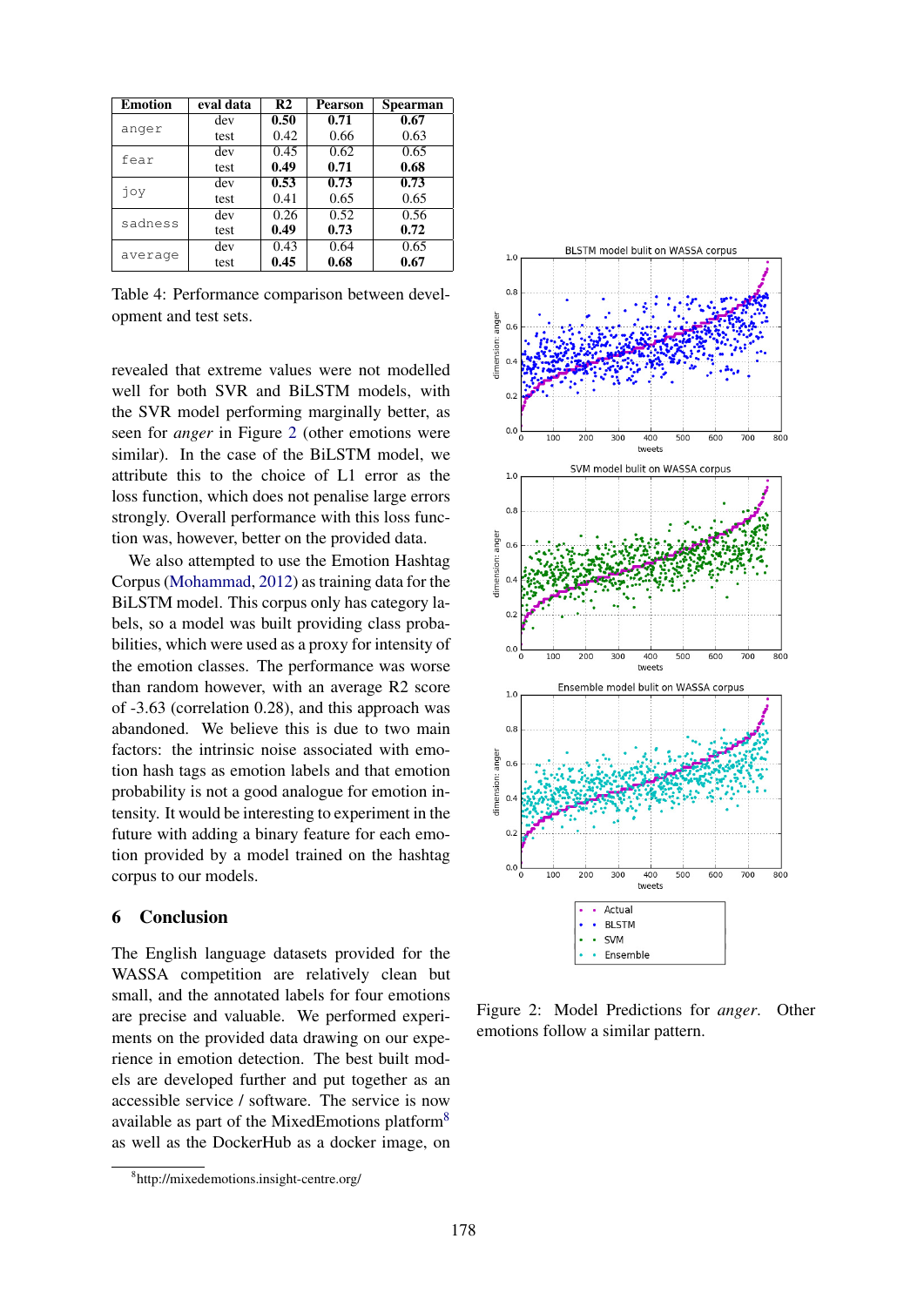| Emotion | eval data | R2 | Pearson | Spearman |
|---|---|---|---|---|
| anger | dev | **0.50** | **0.71** | **0.67** |
| | test | 0.42 | 0.66 | 0.63 |
| fear | dev | 0.45 | 0.62 | 0.65 |
| | test | **0.49** | **0.71** | **0.68** |
| joy | dev | **0.53** | **0.73** | **0.73** |
| | test | 0.41 | 0.65 | 0.65 |
| sadness | dev | 0.26 | 0.52 | 0.56 |
| | test | **0.49** | **0.73** | **0.72** |
| average | dev | 0.43 | 0.64 | 0.65 |
| | test | **0.45** | **0.68** | **0.67** |

Table 4: Performance comparison between development and test sets.

revealed that extreme values were not modelled well for both SVR and BiLSTM models, with the SVR model performing marginally better, as seen for *anger* in Figure 2 (other emotions were similar). In the case of the BiLSTM model, we attribute this to the choice of L1 error as the loss function, which does not penalise large errors strongly. Overall performance with this loss function was, however, better on the provided data.

We also attempted to use the Emotion Hashtag Corpus (Mohammad, 2012) as training data for the BiLSTM model. This corpus only has category labels, so a model was built providing class probabilities, which were used as a proxy for intensity of the emotion classes. The performance was worse than random however, with an average R2 score of -3.63 (correlation 0.28), and this approach was abandoned. We believe this is due to two main factors: the intrinsic noise associated with emotion hash tags as emotion labels and that emotion probability is not a good analogue for emotion intensity. It would be interesting to experiment in the future with adding a binary feature for each emotion provided by a model trained on the hashtag corpus to our models.

## 6 Conclusion

The English language datasets provided for the WASSA competition are relatively clean but small, and the annotated labels for four emotions are precise and valuable. We performed experiments on the provided data drawing on our experience in emotion detection. The best built models are developed further and put together as an accessible service / software. The service is now available as part of the MixedEmotions platform[8] as well as the DockerHub as a docker image, on

[8] http://mixedemotions.insight-centre.org/

Figure 2: Model Predictions for *anger*. Other emotions follow a similar pattern.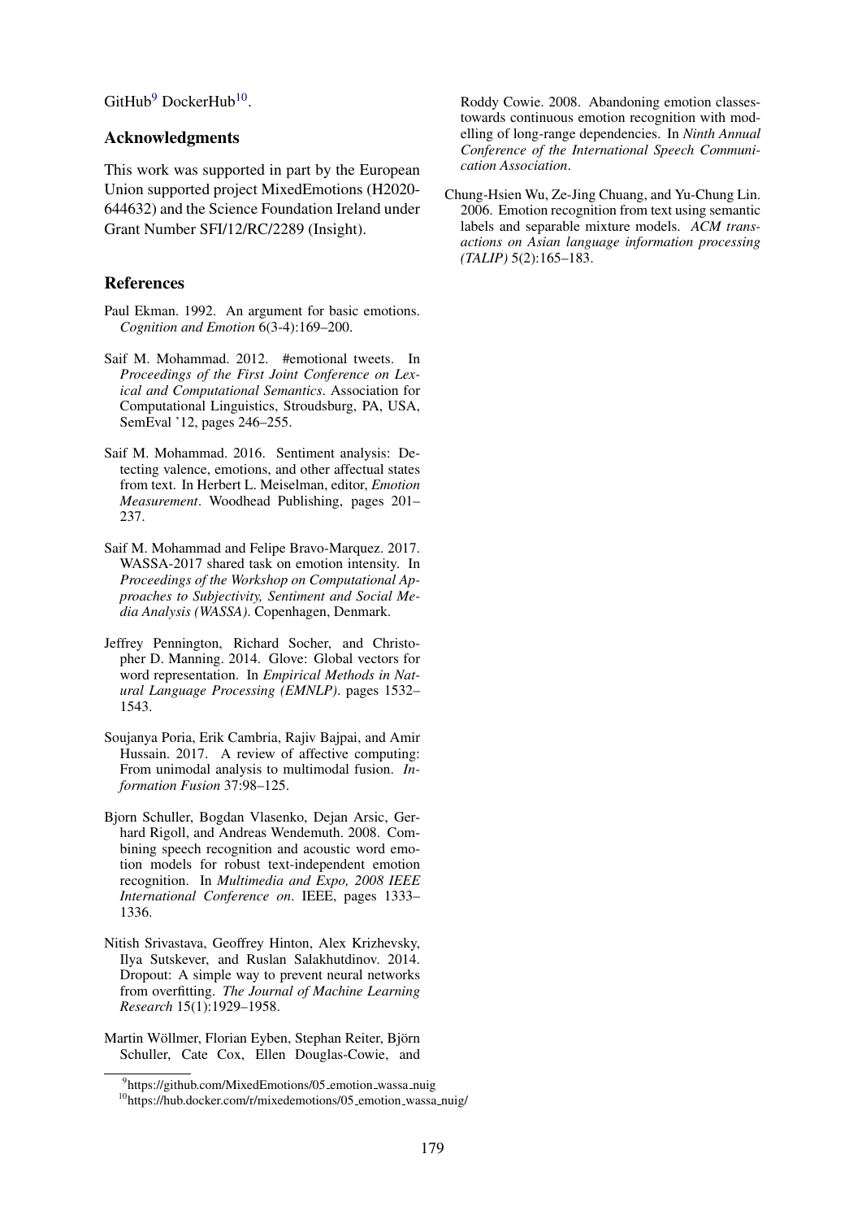GitHub[9] DockerHub[10].

## Acknowledgments

This work was supported in part by the European Union supported project MixedEmotions (H2020-644632) and the Science Foundation Ireland under Grant Number SFI/12/RC/2289 (Insight).

## References

Paul Ekman. 1992. An argument for basic emotions. *Cognition and Emotion* 6(3-4):169–200.

Saif M. Mohammad. 2012. #emotional tweets. In *Proceedings of the First Joint Conference on Lexical and Computational Semantics*. Association for Computational Linguistics, Stroudsburg, PA, USA, SemEval '12, pages 246–255.

Saif M. Mohammad. 2016. Sentiment analysis: Detecting valence, emotions, and other affectual states from text. In Herbert L. Meiselman, editor, *Emotion Measurement*. Woodhead Publishing, pages 201–237.

Saif M. Mohammad and Felipe Bravo-Marquez. 2017. WASSA-2017 shared task on emotion intensity. In *Proceedings of the Workshop on Computational Approaches to Subjectivity, Sentiment and Social Media Analysis (WASSA)*. Copenhagen, Denmark.

Jeffrey Pennington, Richard Socher, and Christopher D. Manning. 2014. Glove: Global vectors for word representation. In *Empirical Methods in Natural Language Processing (EMNLP)*. pages 1532–1543.

Soujanya Poria, Erik Cambria, Rajiv Bajpai, and Amir Hussain. 2017. A review of affective computing: From unimodal analysis to multimodal fusion. *Information Fusion* 37:98–125.

Bjorn Schuller, Bogdan Vlasenko, Dejan Arsic, Gerhard Rigoll, and Andreas Wendemuth. 2008. Combining speech recognition and acoustic word emotion models for robust text-independent emotion recognition. In *Multimedia and Expo, 2008 IEEE International Conference on*. IEEE, pages 1333–1336.

Nitish Srivastava, Geoffrey Hinton, Alex Krizhevsky, Ilya Sutskever, and Ruslan Salakhutdinov. 2014. Dropout: A simple way to prevent neural networks from overfitting. *The Journal of Machine Learning Research* 15(1):1929–1958.

Martin Wöllmer, Florian Eyben, Stephan Reiter, Björn Schuller, Cate Cox, Ellen Douglas-Cowie, and Roddy Cowie. 2008. Abandoning emotion classes-towards continuous emotion recognition with modelling of long-range dependencies. In *Ninth Annual Conference of the International Speech Communication Association*.

Chung-Hsien Wu, Ze-Jing Chuang, and Yu-Chung Lin. 2006. Emotion recognition from text using semantic labels and separable mixture models. *ACM transactions on Asian language information processing (TALIP)* 5(2):165–183.

[9] https://github.com/MixedEmotions/05_emotion_wassa_nuig

[10] https://hub.docker.com/r/mixedemotions/05_emotion_wassa_nuig/